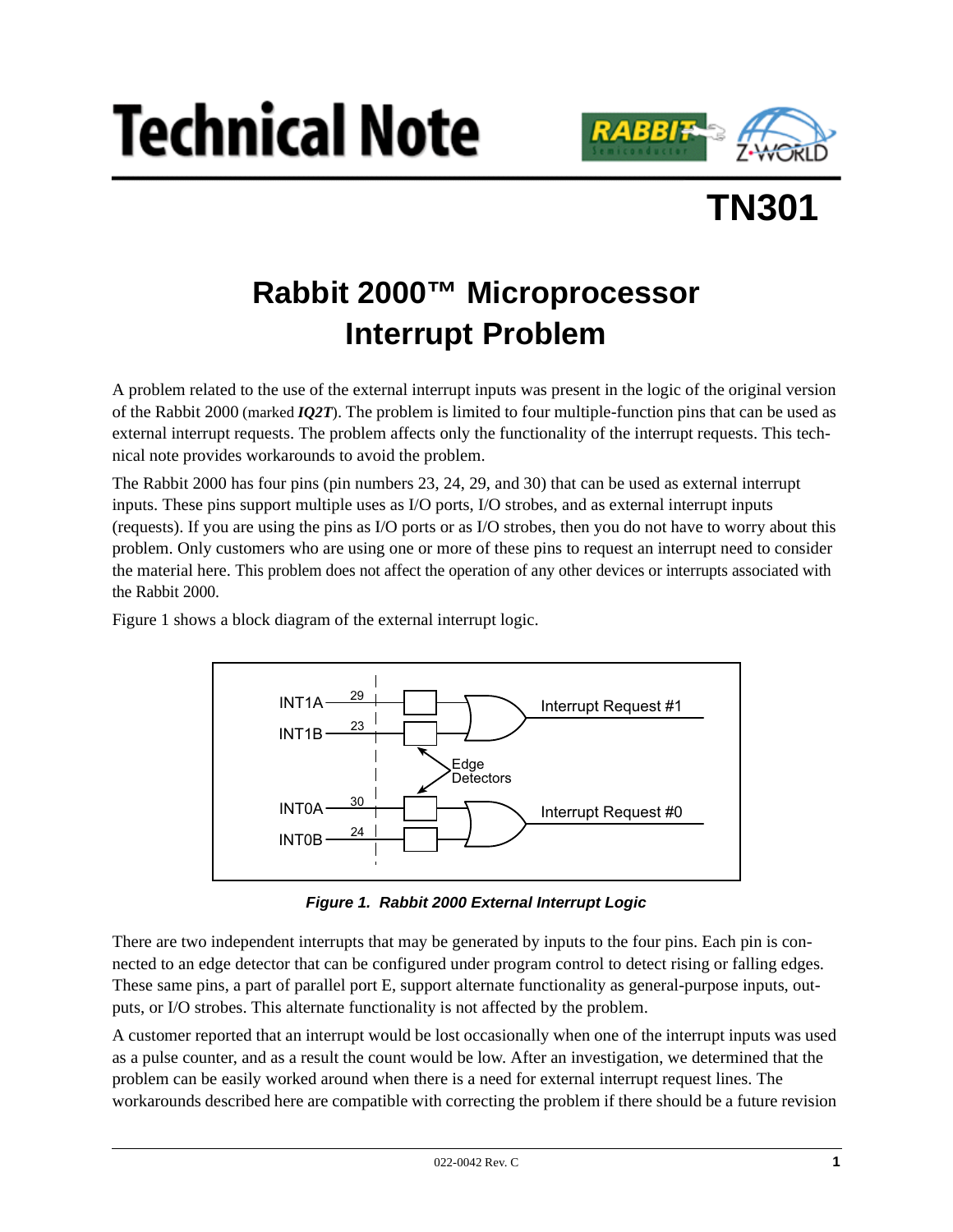# Technical Note

## TN301

# Rabbit 2000™ Microprocessor Interrupt Problem

A problem related to the use of the external interrupt inputs was present in the logic of the original version of the Rabbit 2000 (marked ***IQ2T***). The problem is limited to four multiple-function pins that can be used as external interrupt requests. The problem affects only the functionality of the interrupt requests. This technical note provides workarounds to avoid the problem.

The Rabbit 2000 has four pins (pin numbers 23, 24, 29, and 30) that can be used as external interrupt inputs. These pins support multiple uses as I/O ports, I/O strobes, and as external interrupt inputs (requests). If you are using the pins as I/O ports or as I/O strobes, then you do not have to worry about this problem. Only customers who are using one or more of these pins to request an interrupt need to consider the material here. This problem does not affect the operation of any other devices or interrupts associated with the Rabbit 2000.

Figure 1 shows a block diagram of the external interrupt logic.

INT1A 29, INT1B 23 → Edge Detectors → Interrupt Request #1

INT0A 30, INT0B 24 → Edge Detectors → Interrupt Request #0

***Figure 1. Rabbit 2000 External Interrupt Logic***

There are two independent interrupts that may be generated by inputs to the four pins. Each pin is connected to an edge detector that can be configured under program control to detect rising or falling edges. These same pins, a part of parallel port E, support alternate functionality as general-purpose inputs, outputs, or I/O strobes. This alternate functionality is not affected by the problem.

A customer reported that an interrupt would be lost occasionally when one of the interrupt inputs was used as a pulse counter, and as a result the count would be low. After an investigation, we determined that the problem can be easily worked around when there is a need for external interrupt request lines. The workarounds described here are compatible with correcting the problem if there should be a future revision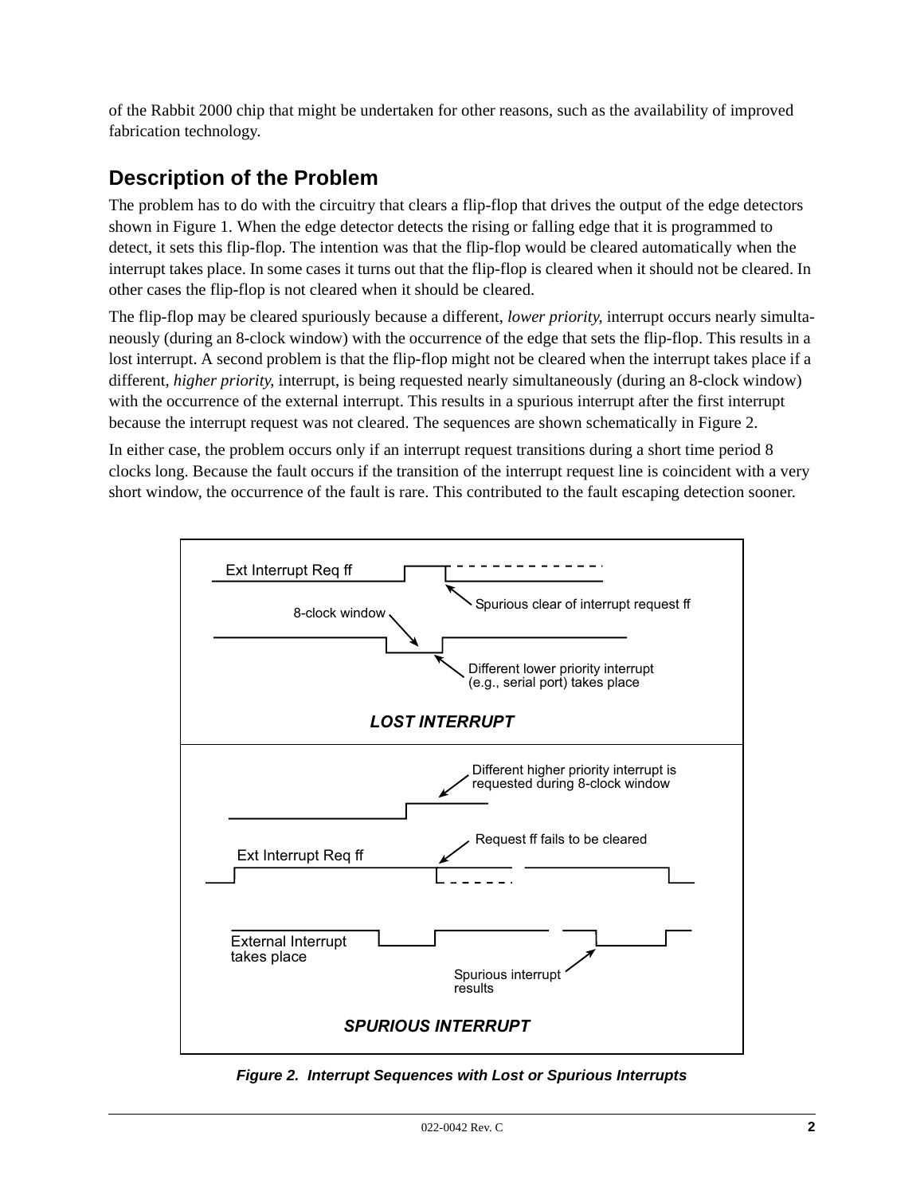of the Rabbit 2000 chip that might be undertaken for other reasons, such as the availability of improved fabrication technology.

## Description of the Problem

The problem has to do with the circuitry that clears a flip-flop that drives the output of the edge detectors shown in Figure 1. When the edge detector detects the rising or falling edge that it is programmed to detect, it sets this flip-flop. The intention was that the flip-flop would be cleared automatically when the interrupt takes place. In some cases it turns out that the flip-flop is cleared when it should not be cleared. In other cases the flip-flop is not cleared when it should be cleared.

The flip-flop may be cleared spuriously because a different, *lower priority*, interrupt occurs nearly simultaneously (during an 8-clock window) with the occurrence of the edge that sets the flip-flop. This results in a lost interrupt. A second problem is that the flip-flop might not be cleared when the interrupt takes place if a different, *higher priority*, interrupt, is being requested nearly simultaneously (during an 8-clock window) with the occurrence of the external interrupt. This results in a spurious interrupt after the first interrupt because the interrupt request was not cleared. The sequences are shown schematically in Figure 2.

In either case, the problem occurs only if an interrupt request transitions during a short time period 8 clocks long. Because the fault occurs if the transition of the interrupt request line is coincident with a very short window, the occurrence of the fault is rare. This contributed to the fault escaping detection sooner.

Ext Interrupt Req ff

Spurious clear of interrupt request ff

8-clock window

Different lower priority interrupt (e.g., serial port) takes place

***LOST INTERRUPT***

Different higher priority interrupt is requested during 8-clock window

Request ff fails to be cleared

Ext Interrupt Req ff

External Interrupt takes place

Spurious interrupt results

***SPURIOUS INTERRUPT***

***Figure 2. Interrupt Sequences with Lost or Spurious Interrupts***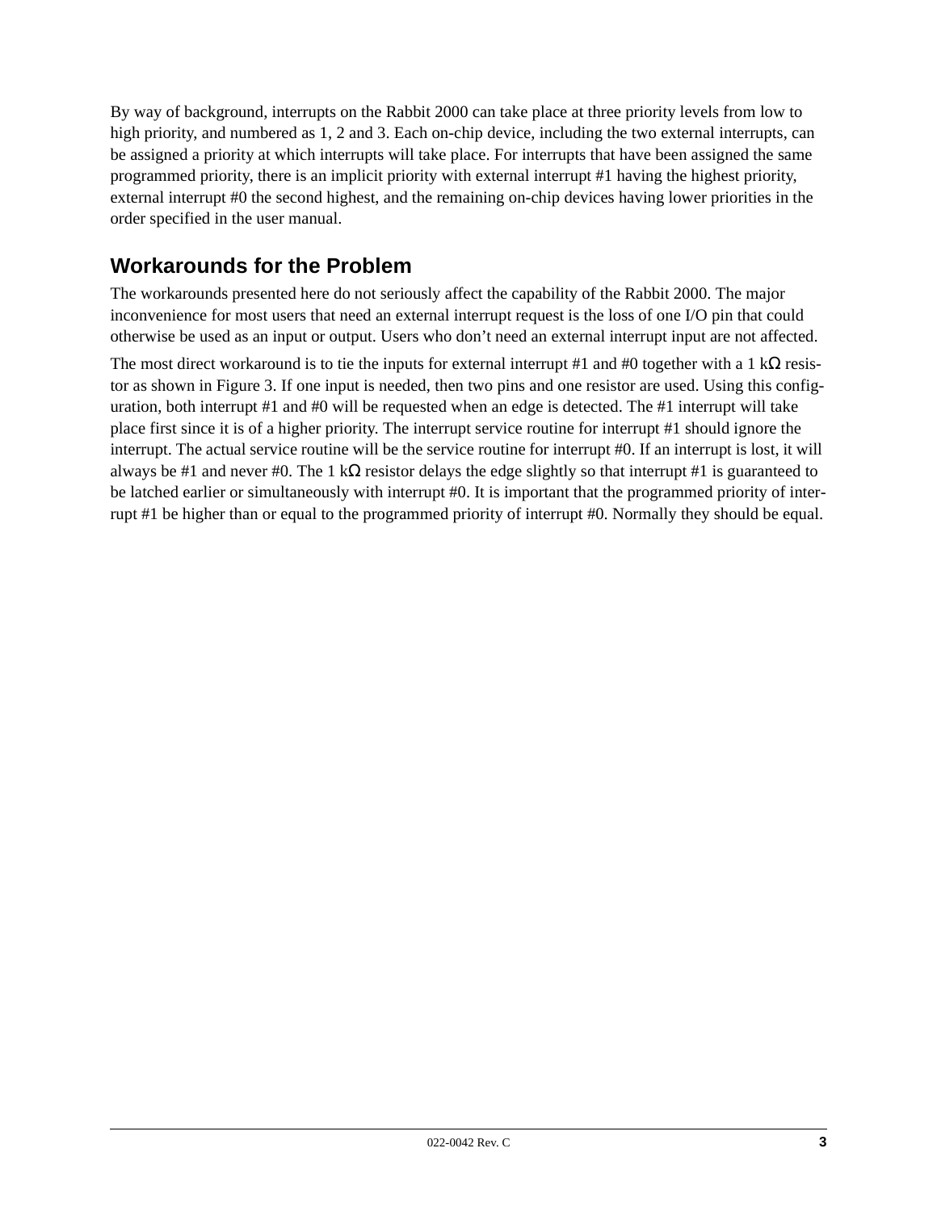By way of background, interrupts on the Rabbit 2000 can take place at three priority levels from low to high priority, and numbered as 1, 2 and 3. Each on-chip device, including the two external interrupts, can be assigned a priority at which interrupts will take place. For interrupts that have been assigned the same programmed priority, there is an implicit priority with external interrupt #1 having the highest priority, external interrupt #0 the second highest, and the remaining on-chip devices having lower priorities in the order specified in the user manual.

## Workarounds for the Problem

The workarounds presented here do not seriously affect the capability of the Rabbit 2000. The major inconvenience for most users that need an external interrupt request is the loss of one I/O pin that could otherwise be used as an input or output. Users who don't need an external interrupt input are not affected.

The most direct workaround is to tie the inputs for external interrupt #1 and #0 together with a 1 kΩ resistor as shown in Figure 3. If one input is needed, then two pins and one resistor are used. Using this configuration, both interrupt #1 and #0 will be requested when an edge is detected. The #1 interrupt will take place first since it is of a higher priority. The interrupt service routine for interrupt #1 should ignore the interrupt. The actual service routine will be the service routine for interrupt #0. If an interrupt is lost, it will always be #1 and never #0. The 1 kΩ resistor delays the edge slightly so that interrupt #1 is guaranteed to be latched earlier or simultaneously with interrupt #0. It is important that the programmed priority of interrupt #1 be higher than or equal to the programmed priority of interrupt #0. Normally they should be equal.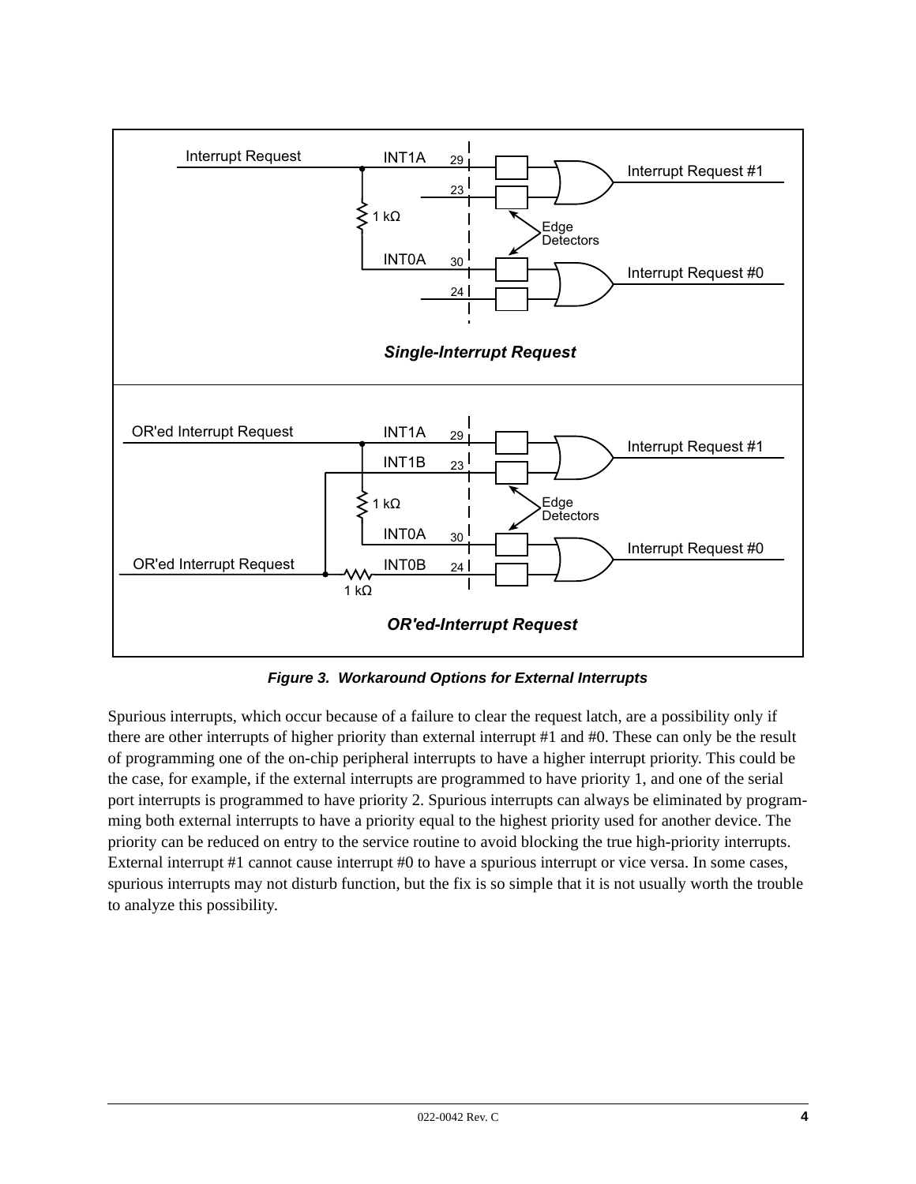**Figure 3. Workaround Options for External Interrupts**

Spurious interrupts, which occur because of a failure to clear the request latch, are a possibility only if there are other interrupts of higher priority than external interrupt #1 and #0. These can only be the result of programming one of the on-chip peripheral interrupts to have a higher interrupt priority. This could be the case, for example, if the external interrupts are programmed to have priority 1, and one of the serial port interrupts is programmed to have priority 2. Spurious interrupts can always be eliminated by programming both external interrupts to have a priority equal to the highest priority used for another device. The priority can be reduced on entry to the service routine to avoid blocking the true high-priority interrupts. External interrupt #1 cannot cause interrupt #0 to have a spurious interrupt or vice versa. In some cases, spurious interrupts may not disturb function, but the fix is so simple that it is not usually worth the trouble to analyze this possibility.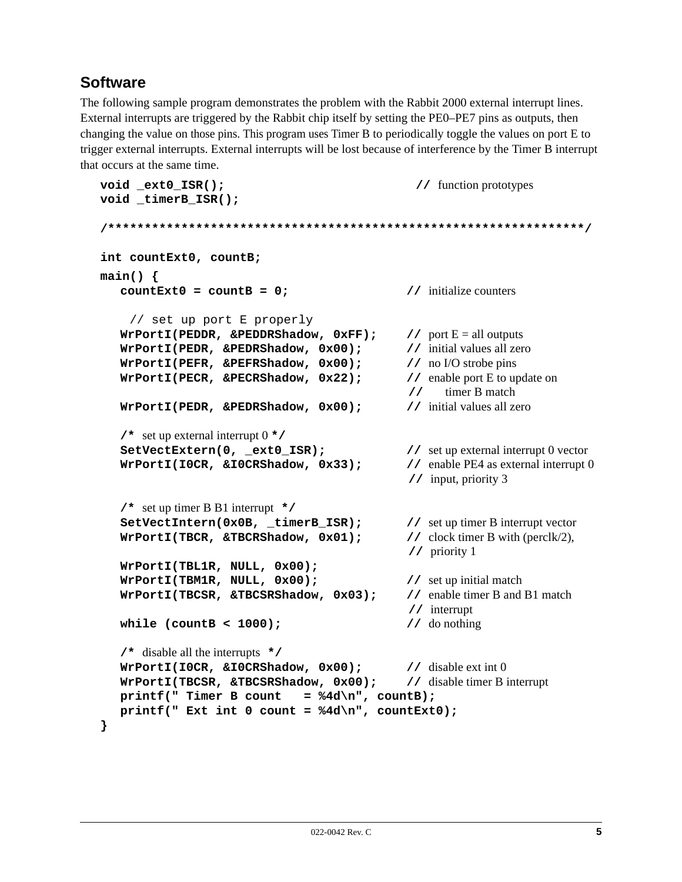## Software

The following sample program demonstrates the problem with the Rabbit 2000 external interrupt lines. External interrupts are triggered by the Rabbit chip itself by setting the PE0–PE7 pins as outputs, then changing the value on those pins. This program uses Timer B to periodically toggle the values on port E to trigger external interrupts. External interrupts will be lost because of interference by the Timer B interrupt that occurs at the same time.

```
void _ext0_ISR();                              // function prototypes
void _timerB_ISR();

/******************************************************************/

int countExt0, countB;
main() {
   countExt0 = countB = 0;                    // initialize counters

    // set up port E properly
   WrPortI(PEDDR, &PEDDRShadow, 0xFF);        // port E = all outputs
   WrPortI(PEDR, &PEDRShadow, 0x00);          // initial values all zero
   WrPortI(PEFR, &PEFRShadow, 0x00);          // no I/O strobe pins
   WrPortI(PECR, &PECRShadow, 0x22);          // enable port E to update on
                                              //      timer B match
   WrPortI(PEDR, &PEDRShadow, 0x00);          // initial values all zero

   /* set up external interrupt 0 */
   SetVectExtern(0, _ext0_ISR);               // set up external interrupt 0 vector
   WrPortI(I0CR, &I0CRShadow, 0x33);          // enable PE4 as external interrupt 0
                                              // input, priority 3

   /* set up timer B B1 interrupt  */
   SetVectIntern(0x0B, _timerB_ISR);          // set up timer B interrupt vector
   WrPortI(TBCR, &TBCRShadow, 0x01);          // clock timer B with (perclk/2),
                                              // priority 1
   WrPortI(TBL1R, NULL, 0x00);
   WrPortI(TBM1R, NULL, 0x00);                // set up initial match
   WrPortI(TBCSR, &TBCSRShadow, 0x03);        // enable timer B and B1 match
                                              // interrupt
   while (countB < 1000);                     // do nothing

   /* disable all the interrupts  */
   WrPortI(I0CR, &I0CRShadow, 0x00);          // disable ext int 0
   WrPortI(TBCSR, &TBCSRShadow, 0x00);        // disable timer B interrupt
   printf(" Timer B count   = %4d\n", countB);
   printf(" Ext int 0 count = %4d\n", countExt0);
}
```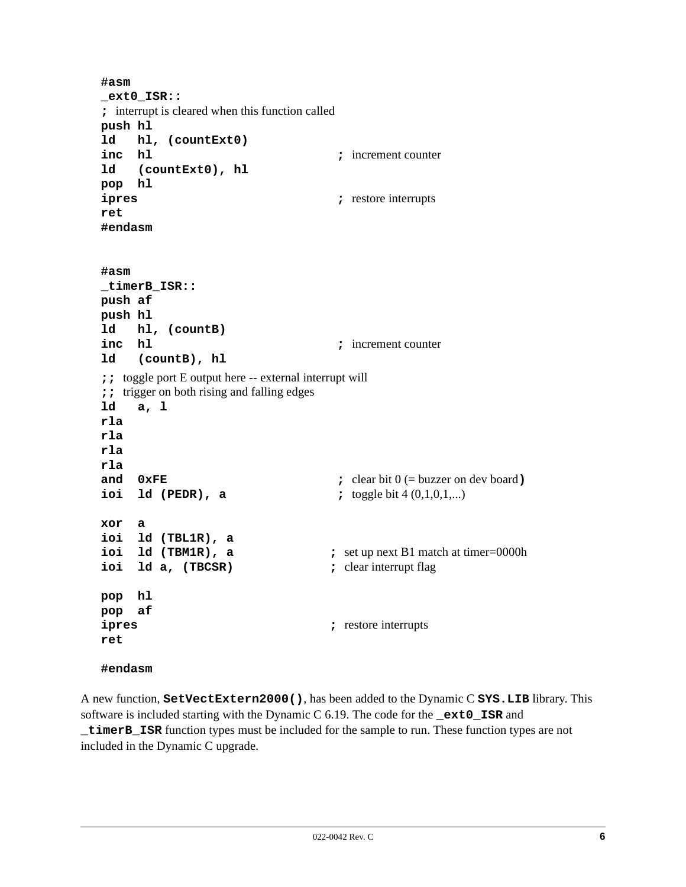```
#asm
_ext0_ISR::
; interrupt is cleared when this function called
push hl
ld   hl, (countExt0)
inc  hl                        ; increment counter
ld   (countExt0), hl
pop  hl
ipres                          ; restore interrupts
ret
#endasm


#asm
_timerB_ISR::
push af
push hl
ld   hl, (countB)
inc  hl                        ; increment counter
ld   (countB), hl
;; toggle port E output here -- external interrupt will
;; trigger on both rising and falling edges
ld   a, l
rla
rla
rla
rla
and  0xFE                      ; clear bit 0 (= buzzer on dev board)
ioi  ld (PEDR), a              ; toggle bit 4 (0,1,0,1,...)

xor  a
ioi  ld (TBL1R), a
ioi  ld (TBM1R), a             ; set up next B1 match at timer=0000h
ioi  ld a, (TBCSR)             ; clear interrupt flag

pop  hl
pop  af
ipres                          ; restore interrupts
ret

#endasm
```

A new function, **`SetVectExtern2000()`**, has been added to the Dynamic C **`SYS.LIB`** library. This software is included starting with the Dynamic C 6.19. The code for the **`_ext0_ISR`** and **`_timerB_ISR`** function types must be included for the sample to run. These function types are not included in the Dynamic C upgrade.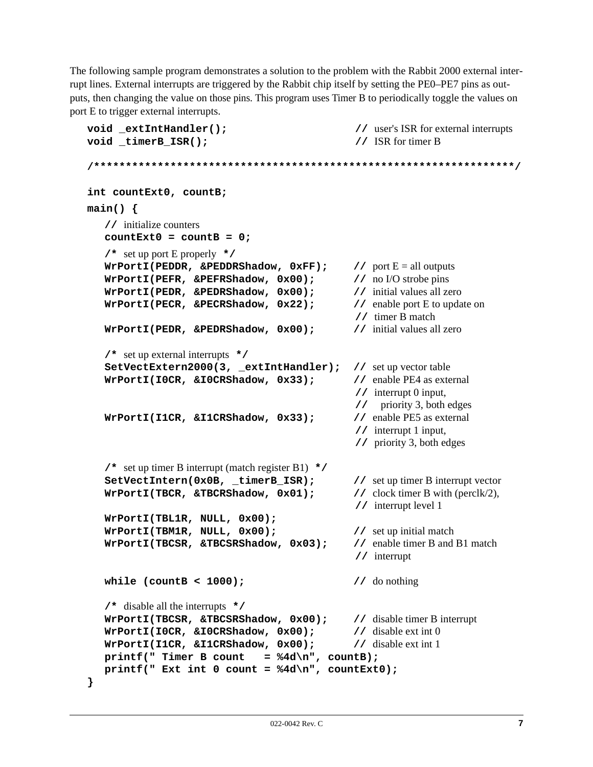The following sample program demonstrates a solution to the problem with the Rabbit 2000 external interrupt lines. External interrupts are triggered by the Rabbit chip itself by setting the PE0–PE7 pins as outputs, then changing the value on those pins. This program uses Timer B to periodically toggle the values on port E to trigger external interrupts.

```
void _extIntHandler();                      // user's ISR for external interrupts
void _timerB_ISR();                         // ISR for timer B

/*****************************************************************/

int countExt0, countB;
main() {
   // initialize counters
   countExt0 = countB = 0;
   /* set up port E properly */
   WrPortI(PEDDR, &PEDDRShadow, 0xFF);      // port E = all outputs
   WrPortI(PEFR, &PEFRShadow, 0x00);        // no I/O strobe pins
   WrPortI(PEDR, &PEDRShadow, 0x00);        // initial values all zero
   WrPortI(PECR, &PECRShadow, 0x22);        // enable port E to update on
                                            // timer B match
   WrPortI(PEDR, &PEDRShadow, 0x00);        // initial values all zero

   /* set up external interrupts */
   SetVectExtern2000(3, _extIntHandler);    // set up vector table
   WrPortI(I0CR, &I0CRShadow, 0x33);        // enable PE4 as external
                                            // interrupt 0 input,
                                            //   priority 3, both edges
   WrPortI(I1CR, &I1CRShadow, 0x33);        // enable PE5 as external
                                            // interrupt 1 input,
                                            // priority 3, both edges

   /* set up timer B interrupt (match register B1) */
   SetVectIntern(0x0B, _timerB_ISR);        // set up timer B interrupt vector
   WrPortI(TBCR, &TBCRShadow, 0x01);        // clock timer B with (perclk/2),
                                            // interrupt level 1
   WrPortI(TBL1R, NULL, 0x00);
   WrPortI(TBM1R, NULL, 0x00);              // set up initial match
   WrPortI(TBCSR, &TBCSRShadow, 0x03);      // enable timer B and B1 match
                                            // interrupt

   while (countB < 1000);                   // do nothing

   /* disable all the interrupts */
   WrPortI(TBCSR, &TBCSRShadow, 0x00);      // disable timer B interrupt
   WrPortI(I0CR, &I0CRShadow, 0x00);        // disable ext int 0
   WrPortI(I1CR, &I1CRShadow, 0x00);        // disable ext int 1
   printf(" Timer B count   = %4d\n", countB);
   printf(" Ext int 0 count = %4d\n", countExt0);
}
```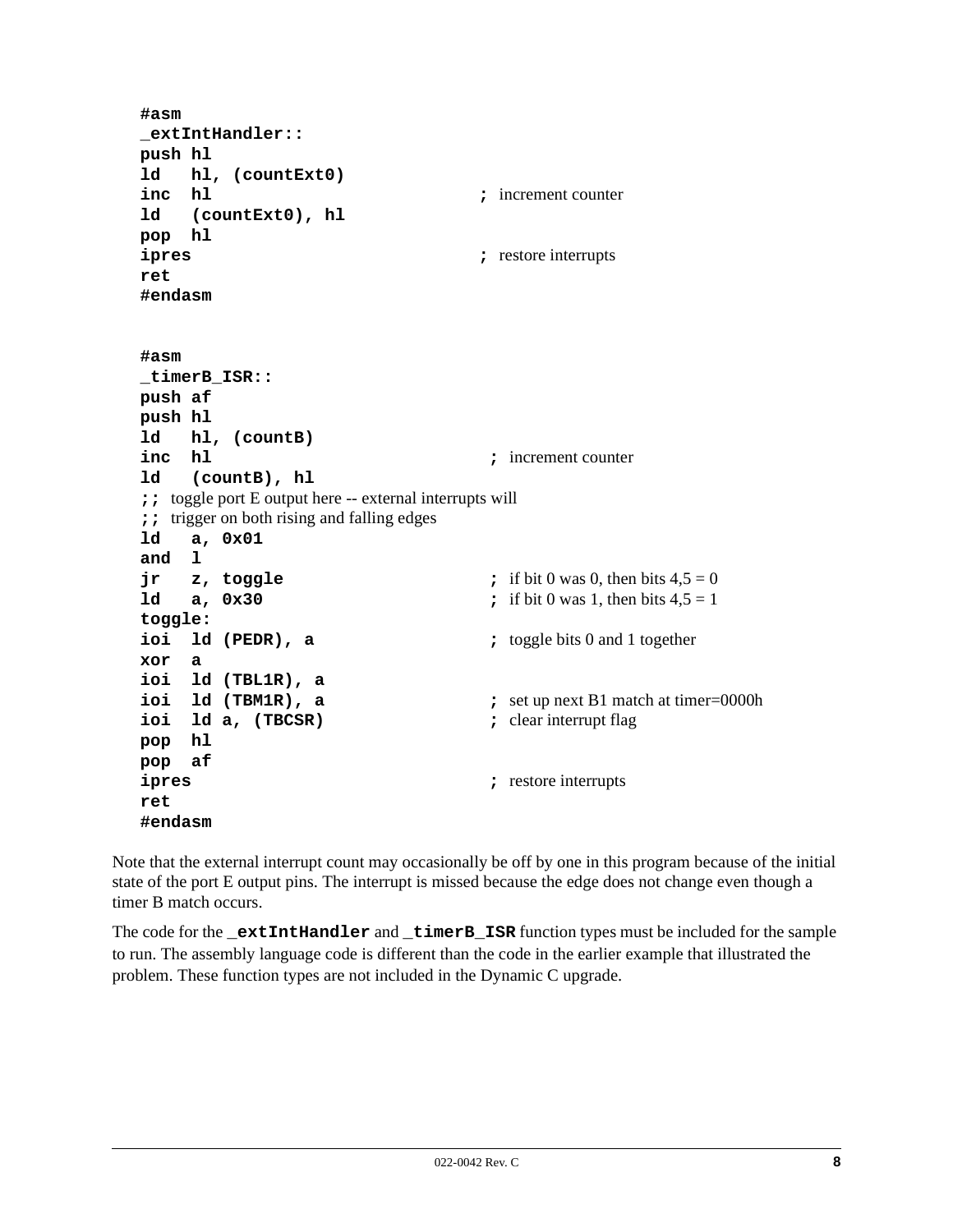```
#asm
_extIntHandler::
push hl
ld   hl, (countExt0)
inc  hl                         ; increment counter
ld   (countExt0), hl
pop  hl
ipres                           ; restore interrupts
ret
#endasm


#asm
_timerB_ISR::
push af
push hl
ld   hl, (countB)
inc  hl                         ; increment counter
ld   (countB), hl
;; toggle port E output here -- external interrupts will
;; trigger on both rising and falling edges
ld   a, 0x01
and  l
jr   z, toggle                  ; if bit 0 was 0, then bits 4,5 = 0
ld   a, 0x30                    ; if bit 0 was 1, then bits 4,5 = 1
toggle:
ioi  ld (PEDR), a               ; toggle bits 0 and 1 together
xor  a
ioi  ld (TBL1R), a
ioi  ld (TBM1R), a              ; set up next B1 match at timer=0000h
ioi  ld a, (TBCSR)              ; clear interrupt flag
pop  hl
pop  af
ipres                           ; restore interrupts
ret
#endasm
```

Note that the external interrupt count may occasionally be off by one in this program because of the initial state of the port E output pins. The interrupt is missed because the edge does not change even though a timer B match occurs.

The code for the **`_extIntHandler`** and **`_timerB_ISR`** function types must be included for the sample to run. The assembly language code is different than the code in the earlier example that illustrated the problem. These function types are not included in the Dynamic C upgrade.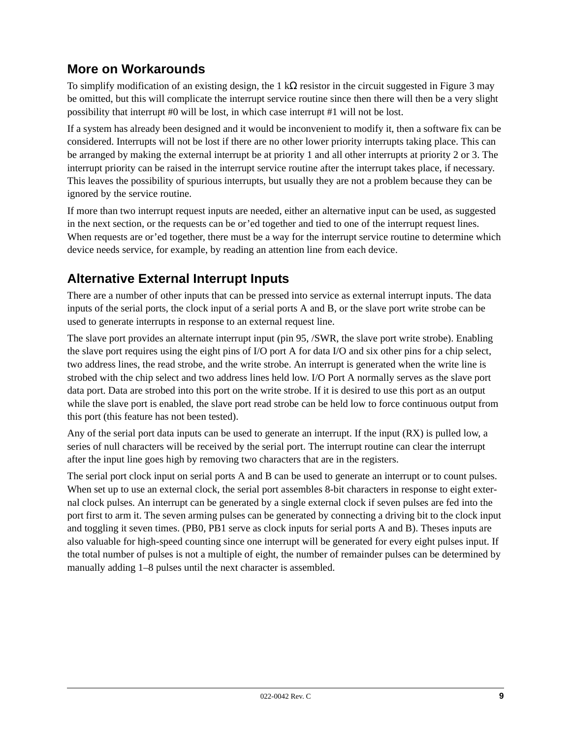## More on Workarounds

To simplify modification of an existing design, the 1 kΩ resistor in the circuit suggested in Figure 3 may be omitted, but this will complicate the interrupt service routine since then there will then be a very slight possibility that interrupt #0 will be lost, in which case interrupt #1 will not be lost.

If a system has already been designed and it would be inconvenient to modify it, then a software fix can be considered. Interrupts will not be lost if there are no other lower priority interrupts taking place. This can be arranged by making the external interrupt be at priority 1 and all other interrupts at priority 2 or 3. The interrupt priority can be raised in the interrupt service routine after the interrupt takes place, if necessary. This leaves the possibility of spurious interrupts, but usually they are not a problem because they can be ignored by the service routine.

If more than two interrupt request inputs are needed, either an alternative input can be used, as suggested in the next section, or the requests can be or'ed together and tied to one of the interrupt request lines. When requests are or'ed together, there must be a way for the interrupt service routine to determine which device needs service, for example, by reading an attention line from each device.

## Alternative External Interrupt Inputs

There are a number of other inputs that can be pressed into service as external interrupt inputs. The data inputs of the serial ports, the clock input of a serial ports A and B, or the slave port write strobe can be used to generate interrupts in response to an external request line.

The slave port provides an alternate interrupt input (pin 95, /SWR, the slave port write strobe). Enabling the slave port requires using the eight pins of I/O port A for data I/O and six other pins for a chip select, two address lines, the read strobe, and the write strobe. An interrupt is generated when the write line is strobed with the chip select and two address lines held low. I/O Port A normally serves as the slave port data port. Data are strobed into this port on the write strobe. If it is desired to use this port as an output while the slave port is enabled, the slave port read strobe can be held low to force continuous output from this port (this feature has not been tested).

Any of the serial port data inputs can be used to generate an interrupt. If the input (RX) is pulled low, a series of null characters will be received by the serial port. The interrupt routine can clear the interrupt after the input line goes high by removing two characters that are in the registers.

The serial port clock input on serial ports A and B can be used to generate an interrupt or to count pulses. When set up to use an external clock, the serial port assembles 8-bit characters in response to eight external clock pulses. An interrupt can be generated by a single external clock if seven pulses are fed into the port first to arm it. The seven arming pulses can be generated by connecting a driving bit to the clock input and toggling it seven times. (PB0, PB1 serve as clock inputs for serial ports A and B). Theses inputs are also valuable for high-speed counting since one interrupt will be generated for every eight pulses input. If the total number of pulses is not a multiple of eight, the number of remainder pulses can be determined by manually adding 1–8 pulses until the next character is assembled.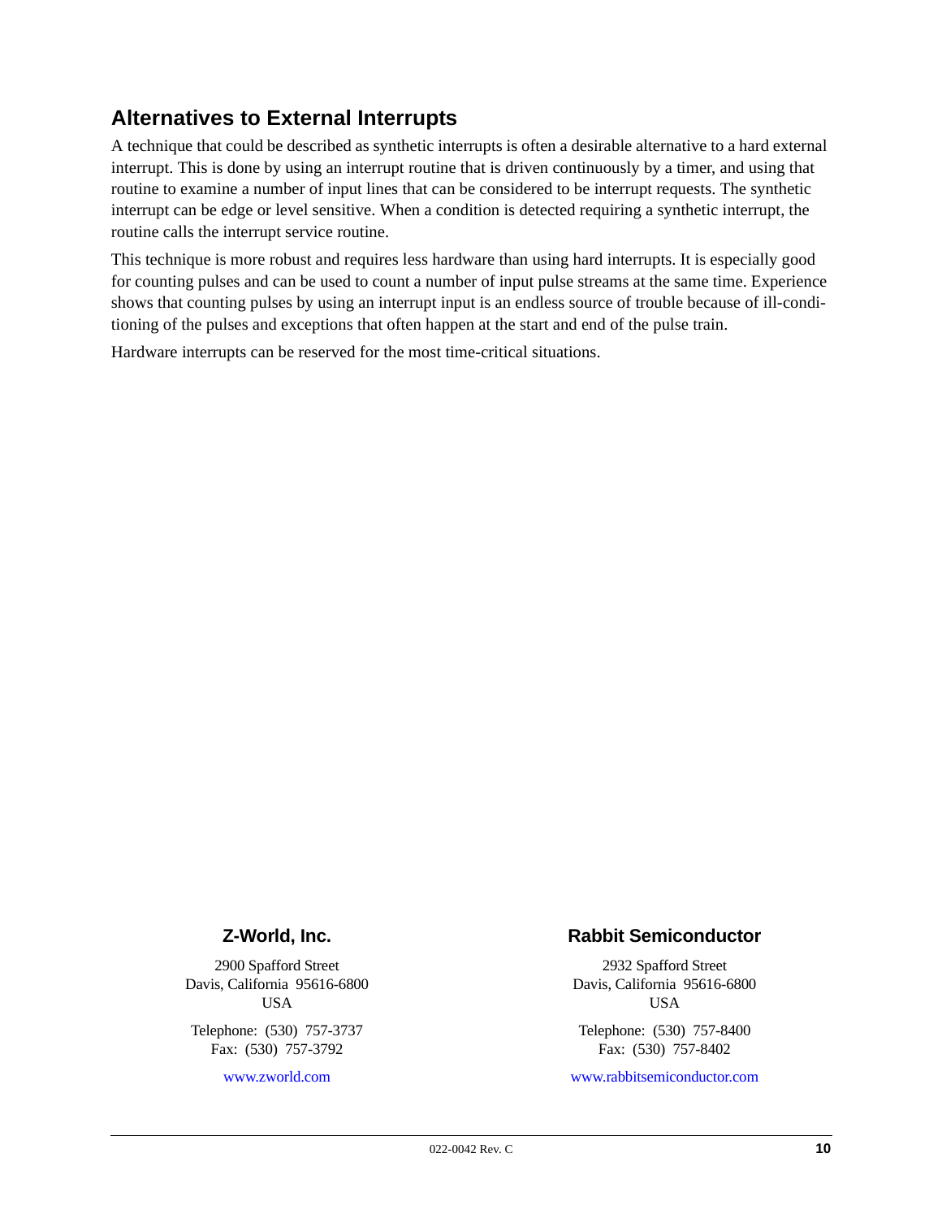## Alternatives to External Interrupts

A technique that could be described as synthetic interrupts is often a desirable alternative to a hard external interrupt. This is done by using an interrupt routine that is driven continuously by a timer, and using that routine to examine a number of input lines that can be considered to be interrupt requests. The synthetic interrupt can be edge or level sensitive. When a condition is detected requiring a synthetic interrupt, the routine calls the interrupt service routine.

This technique is more robust and requires less hardware than using hard interrupts. It is especially good for counting pulses and can be used to count a number of input pulse streams at the same time. Experience shows that counting pulses by using an interrupt input is an endless source of trouble because of ill-conditioning of the pulses and exceptions that often happen at the start and end of the pulse train.

Hardware interrupts can be reserved for the most time-critical situations.

**Z-World, Inc.**

2900 Spafford Street
Davis, California 95616-6800
USA

Telephone: (530) 757-3737
Fax: (530) 757-3792

www.zworld.com

**Rabbit Semiconductor**

2932 Spafford Street
Davis, California 95616-6800
USA

Telephone: (530) 757-8400
Fax: (530) 757-8402

www.rabbitsemiconductor.com

022-0042 Rev. C